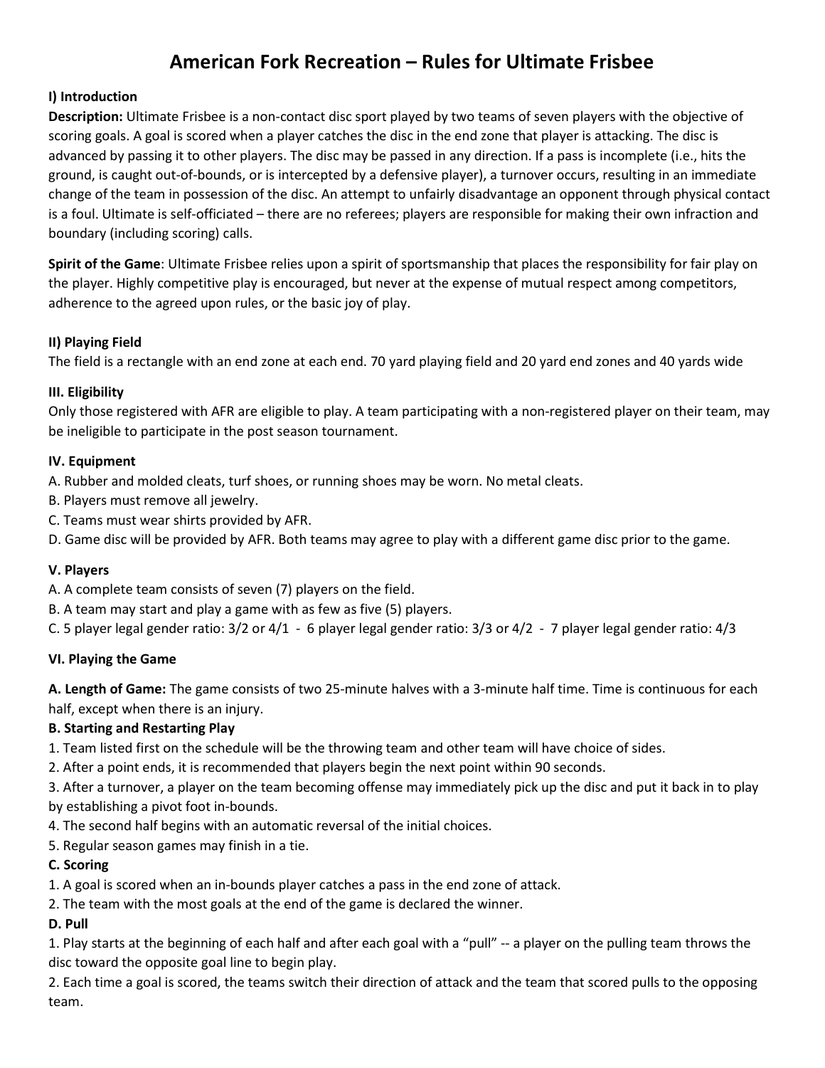# American Fork Recreation – Rules for Ultimate Frisbee

## I) Introduction

**Description:** Ultimate Frisbee is a non-contact disc sport played by two teams of seven players with the objective of scoring goals. A goal is scored when a player catches the disc in the end zone that player is attacking. The disc is advanced by passing it to other players. The disc may be passed in any direction. If a pass is incomplete (i.e., hits the ground, is caught out-of-bounds, or is intercepted by a defensive player), a turnover occurs, resulting in an immediate change of the team in possession of the disc. An attempt to unfairly disadvantage an opponent through physical contact is a foul. Ultimate is self-officiated – there are no referees; players are responsible for making their own infraction and boundary (including scoring) calls.

**Spirit of the Game**: Ultimate Frisbee relies upon a spirit of sportsmanship that places the responsibility for fair play on the player. Highly competitive play is encouraged, but never at the expense of mutual respect among competitors, adherence to the agreed upon rules, or the basic joy of play.

## II) Playing Field

The field is a rectangle with an end zone at each end. 70 yard playing field and 20 yard end zones and 40 yards wide

## III. Eligibility

Only those registered with AFR are eligible to play. A team participating with a non-registered player on their team, may be ineligible to participate in the post season tournament.

## IV. Equipment

A. Rubber and molded cleats, turf shoes, or running shoes may be worn. No metal cleats.
B. Players must remove all jewelry.
C. Teams must wear shirts provided by AFR.
D. Game disc will be provided by AFR. Both teams may agree to play with a different game disc prior to the game.

## V. Players

A. A complete team consists of seven (7) players on the field.
B. A team may start and play a game with as few as five (5) players.
C. 5 player legal gender ratio: 3/2 or 4/1 - 6 player legal gender ratio: 3/3 or 4/2 - 7 player legal gender ratio: 4/3

## VI. Playing the Game

**A. Length of Game:** The game consists of two 25-minute halves with a 3-minute half time. Time is continuous for each half, except when there is an injury.

**B. Starting and Restarting Play**

1. Team listed first on the schedule will be the throwing team and other team will have choice of sides.
2. After a point ends, it is recommended that players begin the next point within 90 seconds.
3. After a turnover, a player on the team becoming offense may immediately pick up the disc and put it back in to play by establishing a pivot foot in-bounds.
4. The second half begins with an automatic reversal of the initial choices.
5. Regular season games may finish in a tie.

**C. Scoring**

1. A goal is scored when an in-bounds player catches a pass in the end zone of attack.
2. The team with the most goals at the end of the game is declared the winner.

**D. Pull**

1. Play starts at the beginning of each half and after each goal with a "pull" -- a player on the pulling team throws the disc toward the opposite goal line to begin play.
2. Each time a goal is scored, the teams switch their direction of attack and the team that scored pulls to the opposing team.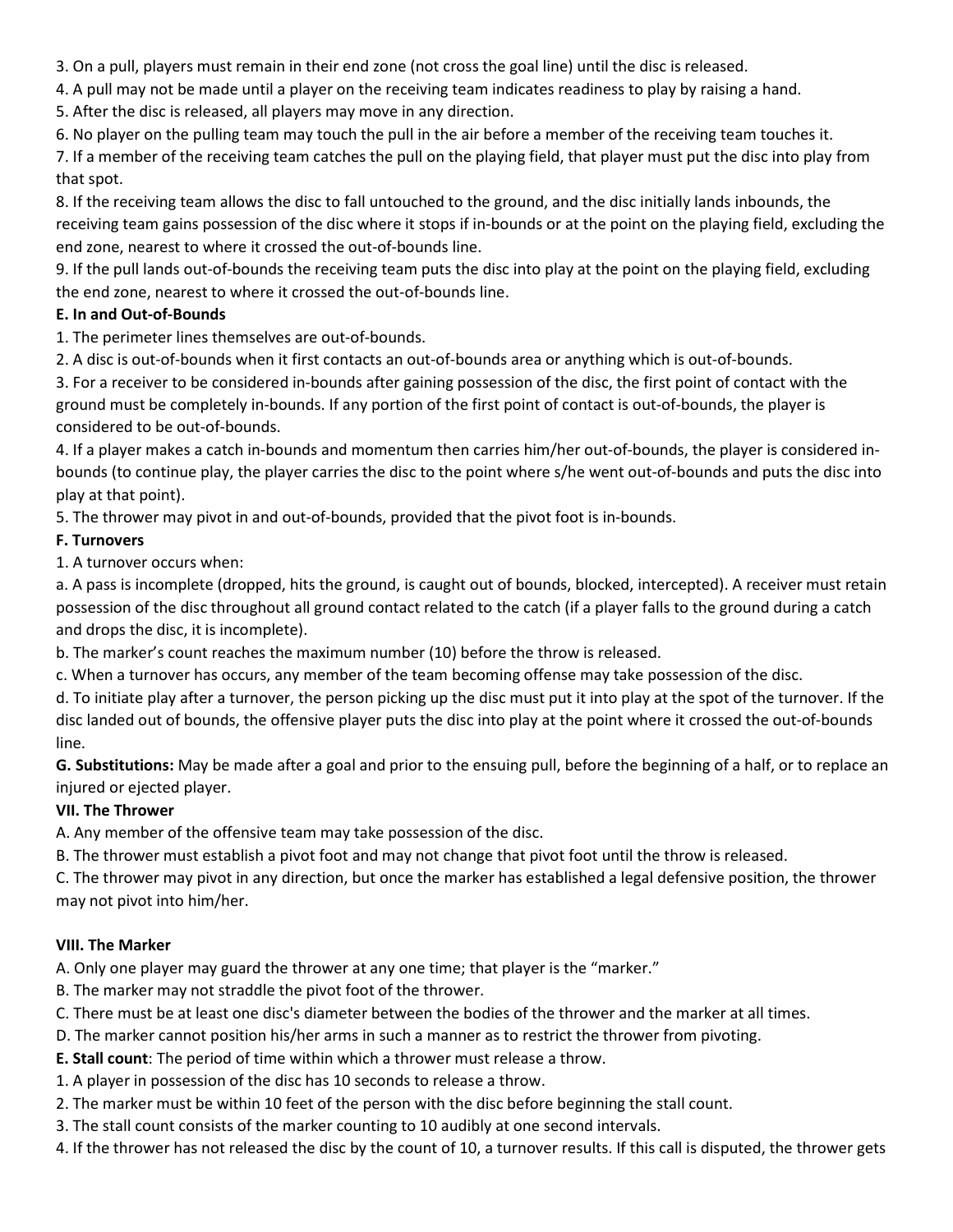3. On a pull, players must remain in their end zone (not cross the goal line) until the disc is released.
4. A pull may not be made until a player on the receiving team indicates readiness to play by raising a hand.
5. After the disc is released, all players may move in any direction.
6. No player on the pulling team may touch the pull in the air before a member of the receiving team touches it.
7. If a member of the receiving team catches the pull on the playing field, that player must put the disc into play from that spot.
8. If the receiving team allows the disc to fall untouched to the ground, and the disc initially lands inbounds, the receiving team gains possession of the disc where it stops if in-bounds or at the point on the playing field, excluding the end zone, nearest to where it crossed the out-of-bounds line.
9. If the pull lands out-of-bounds the receiving team puts the disc into play at the point on the playing field, excluding the end zone, nearest to where it crossed the out-of-bounds line.

**E. In and Out-of-Bounds**

1. The perimeter lines themselves are out-of-bounds.
2. A disc is out-of-bounds when it first contacts an out-of-bounds area or anything which is out-of-bounds.
3. For a receiver to be considered in-bounds after gaining possession of the disc, the first point of contact with the ground must be completely in-bounds. If any portion of the first point of contact is out-of-bounds, the player is considered to be out-of-bounds.
4. If a player makes a catch in-bounds and momentum then carries him/her out-of-bounds, the player is considered in-bounds (to continue play, the player carries the disc to the point where s/he went out-of-bounds and puts the disc into play at that point).
5. The thrower may pivot in and out-of-bounds, provided that the pivot foot is in-bounds.

**F. Turnovers**

1. A turnover occurs when:

a. A pass is incomplete (dropped, hits the ground, is caught out of bounds, blocked, intercepted). A receiver must retain possession of the disc throughout all ground contact related to the catch (if a player falls to the ground during a catch and drops the disc, it is incomplete).

b. The marker's count reaches the maximum number (10) before the throw is released.

c. When a turnover has occurs, any member of the team becoming offense may take possession of the disc.

d. To initiate play after a turnover, the person picking up the disc must put it into play at the spot of the turnover. If the disc landed out of bounds, the offensive player puts the disc into play at the point where it crossed the out-of-bounds line.

**G. Substitutions:** May be made after a goal and prior to the ensuing pull, before the beginning of a half, or to replace an injured or ejected player.

**VII. The Thrower**

A. Any member of the offensive team may take possession of the disc.

B. The thrower must establish a pivot foot and may not change that pivot foot until the throw is released.

C. The thrower may pivot in any direction, but once the marker has established a legal defensive position, the thrower may not pivot into him/her.

**VIII. The Marker**

A. Only one player may guard the thrower at any one time; that player is the "marker."

B. The marker may not straddle the pivot foot of the thrower.

C. There must be at least one disc's diameter between the bodies of the thrower and the marker at all times.

D. The marker cannot position his/her arms in such a manner as to restrict the thrower from pivoting.

**E. Stall count**: The period of time within which a thrower must release a throw.

1. A player in possession of the disc has 10 seconds to release a throw.
2. The marker must be within 10 feet of the person with the disc before beginning the stall count.
3. The stall count consists of the marker counting to 10 audibly at one second intervals.
4. If the thrower has not released the disc by the count of 10, a turnover results. If this call is disputed, the thrower gets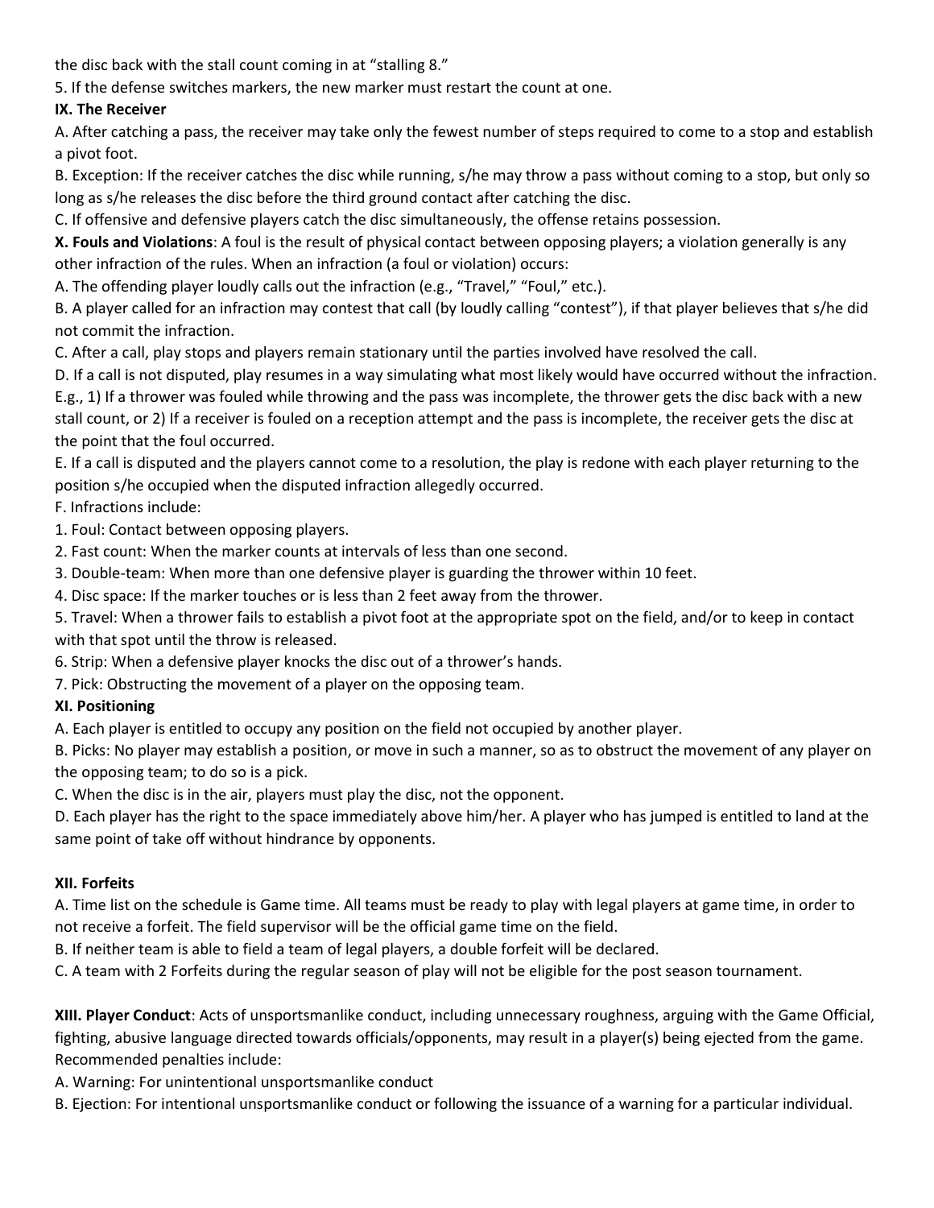the disc back with the stall count coming in at "stalling 8."

5. If the defense switches markers, the new marker must restart the count at one.

**IX. The Receiver**

A. After catching a pass, the receiver may take only the fewest number of steps required to come to a stop and establish a pivot foot.

B. Exception: If the receiver catches the disc while running, s/he may throw a pass without coming to a stop, but only so long as s/he releases the disc before the third ground contact after catching the disc.

C. If offensive and defensive players catch the disc simultaneously, the offense retains possession.

**X. Fouls and Violations**: A foul is the result of physical contact between opposing players; a violation generally is any other infraction of the rules. When an infraction (a foul or violation) occurs:

A. The offending player loudly calls out the infraction (e.g., "Travel," "Foul," etc.).

B. A player called for an infraction may contest that call (by loudly calling "contest"), if that player believes that s/he did not commit the infraction.

C. After a call, play stops and players remain stationary until the parties involved have resolved the call.

D. If a call is not disputed, play resumes in a way simulating what most likely would have occurred without the infraction. E.g., 1) If a thrower was fouled while throwing and the pass was incomplete, the thrower gets the disc back with a new stall count, or 2) If a receiver is fouled on a reception attempt and the pass is incomplete, the receiver gets the disc at the point that the foul occurred.

E. If a call is disputed and the players cannot come to a resolution, the play is redone with each player returning to the position s/he occupied when the disputed infraction allegedly occurred.

F. Infractions include:

1. Foul: Contact between opposing players.
2. Fast count: When the marker counts at intervals of less than one second.
3. Double-team: When more than one defensive player is guarding the thrower within 10 feet.
4. Disc space: If the marker touches or is less than 2 feet away from the thrower.
5. Travel: When a thrower fails to establish a pivot foot at the appropriate spot on the field, and/or to keep in contact with that spot until the throw is released.
6. Strip: When a defensive player knocks the disc out of a thrower's hands.
7. Pick: Obstructing the movement of a player on the opposing team.

**XI. Positioning**

A. Each player is entitled to occupy any position on the field not occupied by another player.

B. Picks: No player may establish a position, or move in such a manner, so as to obstruct the movement of any player on the opposing team; to do so is a pick.

C. When the disc is in the air, players must play the disc, not the opponent.

D. Each player has the right to the space immediately above him/her. A player who has jumped is entitled to land at the same point of take off without hindrance by opponents.

**XII. Forfeits**

A. Time list on the schedule is Game time. All teams must be ready to play with legal players at game time, in order to not receive a forfeit. The field supervisor will be the official game time on the field.

B. If neither team is able to field a team of legal players, a double forfeit will be declared.

C. A team with 2 Forfeits during the regular season of play will not be eligible for the post season tournament.

**XIII. Player Conduct**: Acts of unsportsmanlike conduct, including unnecessary roughness, arguing with the Game Official, fighting, abusive language directed towards officials/opponents, may result in a player(s) being ejected from the game. Recommended penalties include:

A. Warning: For unintentional unsportsmanlike conduct

B. Ejection: For intentional unsportsmanlike conduct or following the issuance of a warning for a particular individual.